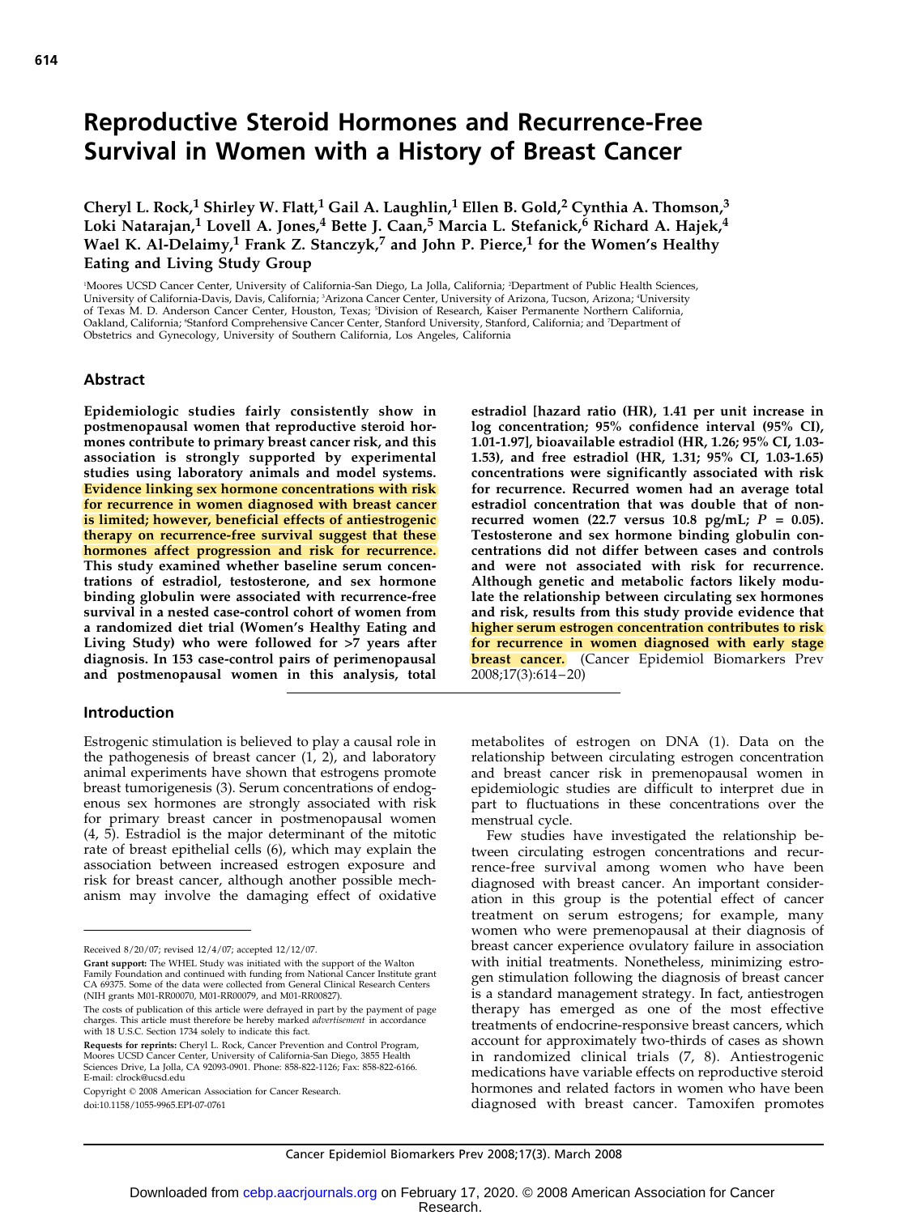# Reproductive Steroid Hormones and Recurrence-Free Survival in Women with a History of Breast Cancer

**Cheryl L. Rock,[1] Shirley W. Flatt,[1] Gail A. Laughlin,[1] Ellen B. Gold,[2] Cynthia A. Thomson,[3] Loki Natarajan,[1] Lovell A. Jones,[4] Bette J. Caan,[5] Marcia L. Stefanick,[6] Richard A. Hajek,[4] Wael K. Al-Delaimy,[1] Frank Z. Stanczyk,[7] and John P. Pierce,[1] for the Women's Healthy Eating and Living Study Group**

[1]Moores UCSD Cancer Center, University of California-San Diego, La Jolla, California; [2]Department of Public Health Sciences, University of California-Davis, Davis, California; [3]Arizona Cancer Center, University of Arizona, Tucson, Arizona; [4]University of Texas M. D. Anderson Cancer Center, Houston, Texas; [5]Division of Research, Kaiser Permanente Northern California, Oakland, California; [6]Stanford Comprehensive Cancer Center, Stanford University, Stanford, California; and [7]Department of Obstetrics and Gynecology, University of Southern California, Los Angeles, California

## Abstract

**Epidemiologic studies fairly consistently show in postmenopausal women that reproductive steroid hormones contribute to primary breast cancer risk, and this association is strongly supported by experimental studies using laboratory animals and model systems. Evidence linking sex hormone concentrations with risk for recurrence in women diagnosed with breast cancer is limited; however, beneficial effects of antiestrogenic therapy on recurrence-free survival suggest that these hormones affect progression and risk for recurrence. This study examined whether baseline serum concentrations of estradiol, testosterone, and sex hormone binding globulin were associated with recurrence-free survival in a nested case-control cohort of women from a randomized diet trial (Women's Healthy Eating and Living Study) who were followed for >7 years after diagnosis. In 153 case-control pairs of perimenopausal and postmenopausal women in this analysis, total estradiol [hazard ratio (HR), 1.41 per unit increase in log concentration; 95% confidence interval (95% CI), 1.01-1.97], bioavailable estradiol (HR, 1.26; 95% CI, 1.03-1.53), and free estradiol (HR, 1.31; 95% CI, 1.03-1.65) concentrations were significantly associated with risk for recurrence. Recurred women had an average total estradiol concentration that was double that of nonrecurred women (22.7 versus 10.8 pg/mL; $P = 0.05$). Testosterone and sex hormone binding globulin concentrations did not differ between cases and controls and were not associated with risk for recurrence. Although genetic and metabolic factors likely modulate the relationship between circulating sex hormones and risk, results from this study provide evidence that higher serum estrogen concentration contributes to risk for recurrence in women diagnosed with early stage breast cancer.** (Cancer Epidemiol Biomarkers Prev 2008;17(3):614–20)

## Introduction

Estrogenic stimulation is believed to play a causal role in the pathogenesis of breast cancer (1, 2), and laboratory animal experiments have shown that estrogens promote breast tumorigenesis (3). Serum concentrations of endogenous sex hormones are strongly associated with risk for primary breast cancer in postmenopausal women (4, 5). Estradiol is the major determinant of the mitotic rate of breast epithelial cells (6), which may explain the association between increased estrogen exposure and risk for breast cancer, although another possible mechanism may involve the damaging effect of oxidative metabolites of estrogen on DNA (1). Data on the relationship between circulating estrogen concentration and breast cancer risk in premenopausal women in epidemiologic studies are difficult to interpret due in part to fluctuations in these concentrations over the menstrual cycle.

Few studies have investigated the relationship between circulating estrogen concentrations and recurrence-free survival among women who have been diagnosed with breast cancer. An important consideration in this group is the potential effect of cancer treatment on serum estrogens; for example, many women who were premenopausal at their diagnosis of breast cancer experience ovulatory failure in association with initial treatments. Nonetheless, minimizing estrogen stimulation following the diagnosis of breast cancer is a standard management strategy. In fact, antiestrogen therapy has emerged as one of the most effective treatments of endocrine-responsive breast cancers, which account for approximately two-thirds of cases as shown in randomized clinical trials (7, 8). Antiestrogenic medications have variable effects on reproductive steroid hormones and related factors in women who have been diagnosed with breast cancer. Tamoxifen promotes

---

Received 8/20/07; revised 12/4/07; accepted 12/12/07.

**Grant support:** The WHEL Study was initiated with the support of the Walton Family Foundation and continued with funding from National Cancer Institute grant CA 69375. Some of the data were collected from General Clinical Research Centers (NIH grants M01-RR00070, M01-RR00079, and M01-RR00827).

The costs of publication of this article were defrayed in part by the payment of page charges. This article must therefore be hereby marked *advertisement* in accordance with 18 U.S.C. Section 1734 solely to indicate this fact.

**Requests for reprints:** Cheryl L. Rock, Cancer Prevention and Control Program, Moores UCSD Cancer Center, University of California-San Diego, 3855 Health Sciences Drive, La Jolla, CA 92093-0901. Phone: 858-822-1126; Fax: 858-822-6166. E-mail: clrock@ucsd.edu

Copyright © 2008 American Association for Cancer Research.

doi:10.1158/1055-9965.EPI-07-0761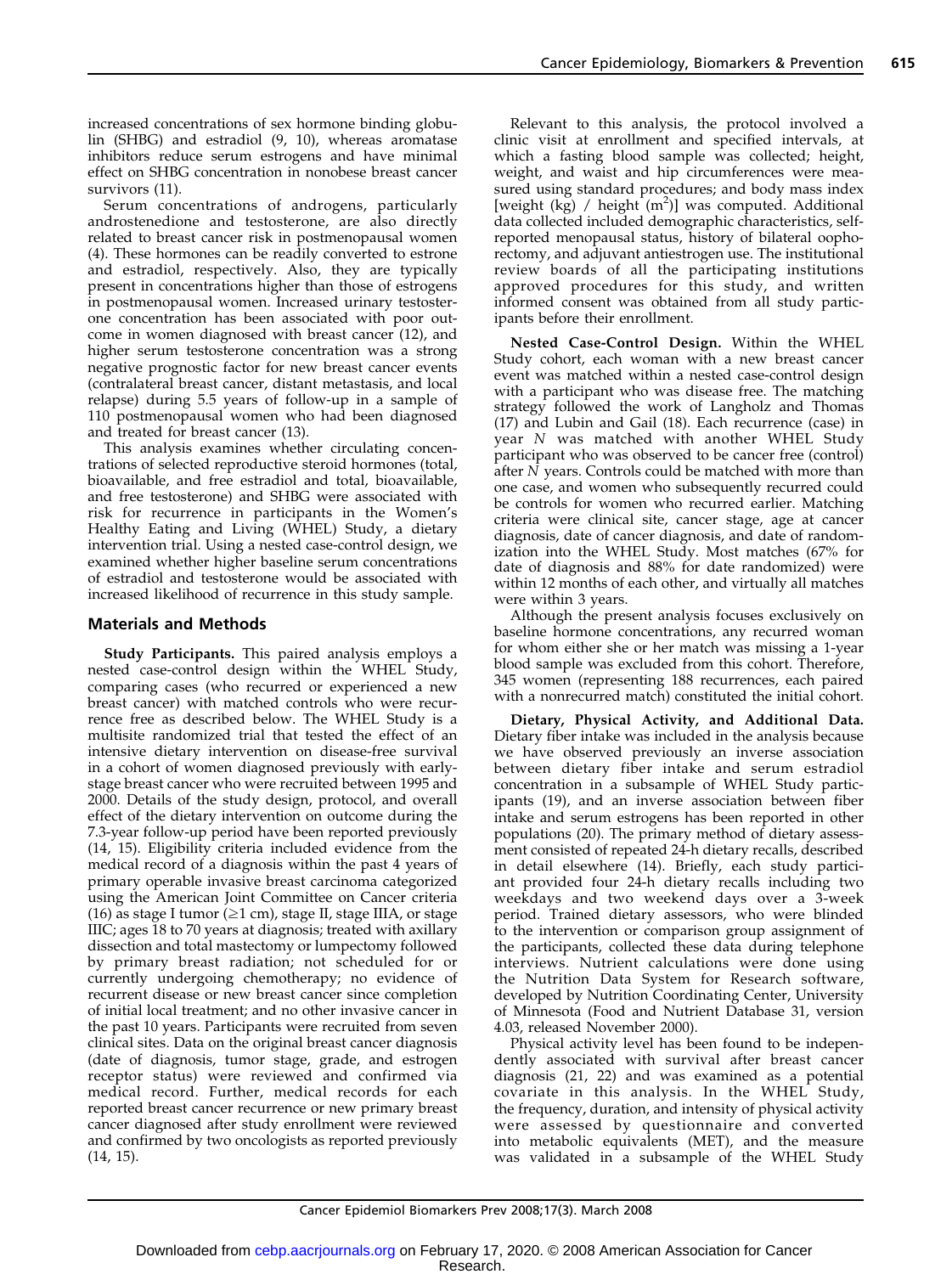increased concentrations of sex hormone binding globulin (SHBG) and estradiol (9, 10), whereas aromatase inhibitors reduce serum estrogens and have minimal effect on SHBG concentration in nonobese breast cancer survivors (11).

Serum concentrations of androgens, particularly androstenedione and testosterone, are also directly related to breast cancer risk in postmenopausal women (4). These hormones can be readily converted to estrone and estradiol, respectively. Also, they are typically present in concentrations higher than those of estrogens in postmenopausal women. Increased urinary testosterone concentration has been associated with poor outcome in women diagnosed with breast cancer (12), and higher serum testosterone concentration was a strong negative prognostic factor for new breast cancer events (contralateral breast cancer, distant metastasis, and local relapse) during 5.5 years of follow-up in a sample of 110 postmenopausal women who had been diagnosed and treated for breast cancer (13).

This analysis examines whether circulating concentrations of selected reproductive steroid hormones (total, bioavailable, and free estradiol and total, bioavailable, and free testosterone) and SHBG were associated with risk for recurrence in participants in the Women's Healthy Eating and Living (WHEL) Study, a dietary intervention trial. Using a nested case-control design, we examined whether higher baseline serum concentrations of estradiol and testosterone would be associated with increased likelihood of recurrence in this study sample.

## Materials and Methods

**Study Participants.** This paired analysis employs a nested case-control design within the WHEL Study, comparing cases (who recurred or experienced a new breast cancer) with matched controls who were recurrence free as described below. The WHEL Study is a multisite randomized trial that tested the effect of an intensive dietary intervention on disease-free survival in a cohort of women diagnosed previously with early-stage breast cancer who were recruited between 1995 and 2000. Details of the study design, protocol, and overall effect of the dietary intervention on outcome during the 7.3-year follow-up period have been reported previously (14, 15). Eligibility criteria included evidence from the medical record of a diagnosis within the past 4 years of primary operable invasive breast carcinoma categorized using the American Joint Committee on Cancer criteria (16) as stage I tumor (≥1 cm), stage II, stage IIIA, or stage IIIC; ages 18 to 70 years at diagnosis; treated with axillary dissection and total mastectomy or lumpectomy followed by primary breast radiation; not scheduled for or currently undergoing chemotherapy; no evidence of recurrent disease or new breast cancer since completion of initial local treatment; and no other invasive cancer in the past 10 years. Participants were recruited from seven clinical sites. Data on the original breast cancer diagnosis (date of diagnosis, tumor stage, grade, and estrogen receptor status) were reviewed and confirmed via medical record. Further, medical records for each reported breast cancer recurrence or new primary breast cancer diagnosed after study enrollment were reviewed and confirmed by two oncologists as reported previously (14, 15).

Relevant to this analysis, the protocol involved a clinic visit at enrollment and specified intervals, at which a fasting blood sample was collected; height, weight, and waist and hip circumferences were measured using standard procedures; and body mass index [weight (kg) / height (m$^2$)] was computed. Additional data collected included demographic characteristics, self-reported menopausal status, history of bilateral oophorectomy, and adjuvant antiestrogen use. The institutional review boards of all the participating institutions approved procedures for this study, and written informed consent was obtained from all study participants before their enrollment.

**Nested Case-Control Design.** Within the WHEL Study cohort, each woman with a new breast cancer event was matched within a nested case-control design with a participant who was disease free. The matching strategy followed the work of Langholz and Thomas (17) and Lubin and Gail (18). Each recurrence (case) in year *N* was matched with another WHEL Study participant who was observed to be cancer free (control) after *N* years. Controls could be matched with more than one case, and women who subsequently recurred could be controls for women who recurred earlier. Matching criteria were clinical site, cancer stage, age at cancer diagnosis, date of cancer diagnosis, and date of randomization into the WHEL Study. Most matches (67% for date of diagnosis and 88% for date randomized) were within 12 months of each other, and virtually all matches were within 3 years.

Although the present analysis focuses exclusively on baseline hormone concentrations, any recurred woman for whom either she or her match was missing a 1-year blood sample was excluded from this cohort. Therefore, 345 women (representing 188 recurrences, each paired with a nonrecurred match) constituted the initial cohort.

**Dietary, Physical Activity, and Additional Data.** Dietary fiber intake was included in the analysis because we have observed previously an inverse association between dietary fiber intake and serum estradiol concentration in a subsample of WHEL Study participants (19), and an inverse association between fiber intake and serum estrogens has been reported in other populations (20). The primary method of dietary assessment consisted of repeated 24-h dietary recalls, described in detail elsewhere (14). Briefly, each study participant provided four 24-h dietary recalls including two weekdays and two weekend days over a 3-week period. Trained dietary assessors, who were blinded to the intervention or comparison group assignment of the participants, collected these data during telephone interviews. Nutrient calculations were done using the Nutrition Data System for Research software, developed by Nutrition Coordinating Center, University of Minnesota (Food and Nutrient Database 31, version 4.03, released November 2000).

Physical activity level has been found to be independently associated with survival after breast cancer diagnosis (21, 22) and was examined as a potential covariate in this analysis. In the WHEL Study, the frequency, duration, and intensity of physical activity were assessed by questionnaire and converted into metabolic equivalents (MET), and the measure was validated in a subsample of the WHEL Study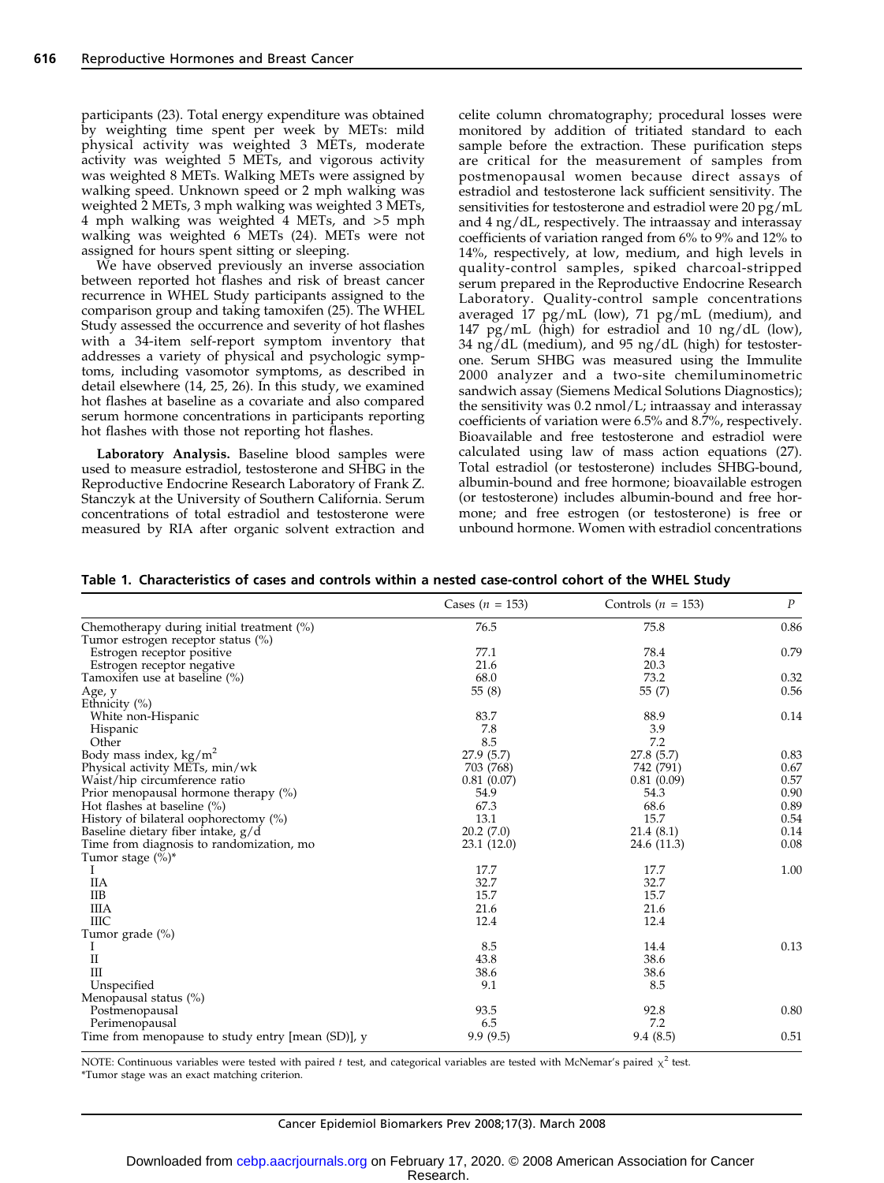participants (23). Total energy expenditure was obtained by weighting time spent per week by METs: mild physical activity was weighted 3 METs, moderate activity was weighted 5 METs, and vigorous activity was weighted 8 METs. Walking METs were assigned by walking speed. Unknown speed or 2 mph walking was weighted 2 METs, 3 mph walking was weighted 3 METs, 4 mph walking was weighted 4 METs, and >5 mph walking was weighted 6 METs (24). METs were not assigned for hours spent sitting or sleeping.

We have observed previously an inverse association between reported hot flashes and risk of breast cancer recurrence in WHEL Study participants assigned to the comparison group and taking tamoxifen (25). The WHEL Study assessed the occurrence and severity of hot flashes with a 34-item self-report symptom inventory that addresses a variety of physical and psychologic symptoms, including vasomotor symptoms, as described in detail elsewhere (14, 25, 26). In this study, we examined hot flashes at baseline as a covariate and also compared serum hormone concentrations in participants reporting hot flashes with those not reporting hot flashes.

**Laboratory Analysis.** Baseline blood samples were used to measure estradiol, testosterone and SHBG in the Reproductive Endocrine Research Laboratory of Frank Z. Stanczyk at the University of Southern California. Serum concentrations of total estradiol and testosterone were measured by RIA after organic solvent extraction and celite column chromatography; procedural losses were monitored by addition of tritiated standard to each sample before the extraction. These purification steps are critical for the measurement of samples from postmenopausal women because direct assays of estradiol and testosterone lack sufficient sensitivity. The sensitivities for testosterone and estradiol were 20 pg/mL and 4 ng/dL, respectively. The intraassay and interassay coefficients of variation ranged from 6% to 9% and 12% to 14%, respectively, at low, medium, and high levels in quality-control samples, spiked charcoal-stripped serum prepared in the Reproductive Endocrine Research Laboratory. Quality-control sample concentrations averaged 17 pg/mL (low), 71 pg/mL (medium), and 147 pg/mL (high) for estradiol and 10 ng/dL (low), 34 ng/dL (medium), and 95 ng/dL (high) for testosterone. Serum SHBG was measured using the Immulite 2000 analyzer and a two-site chemiluminometric sandwich assay (Siemens Medical Solutions Diagnostics); the sensitivity was 0.2 nmol/L; intraassay and interassay coefficients of variation were 6.5% and 8.7%, respectively. Bioavailable and free testosterone and estradiol were calculated using law of mass action equations (27). Total estradiol (or testosterone) includes SHBG-bound, albumin-bound and free hormone; bioavailable estrogen (or testosterone) includes albumin-bound and free hormone; and free estrogen (or testosterone) is free or unbound hormone. Women with estradiol concentrations

**Table 1. Characteristics of cases and controls within a nested case-control cohort of the WHEL Study**

| | Cases ($n$ = 153) | Controls ($n$ = 153) | $P$ |
|---|---|---|---|
| Chemotherapy during initial treatment (%) | 76.5 | 75.8 | 0.86 |
| Tumor estrogen receptor status (%) | | | |
| Estrogen receptor positive | 77.1 | 78.4 | 0.79 |
| Estrogen receptor negative | 21.6 | 20.3 | |
| Tamoxifen use at baseline (%) | 68.0 | 73.2 | 0.32 |
| Age, y | 55 (8) | 55 (7) | 0.56 |
| Ethnicity (%) | | | |
| White non-Hispanic | 83.7 | 88.9 | 0.14 |
| Hispanic | 7.8 | 3.9 | |
| Other | 8.5 | 7.2 | |
| Body mass index, kg/m$^2$ | 27.9 (5.7) | 27.8 (5.7) | 0.83 |
| Physical activity METs, min/wk | 703 (768) | 742 (791) | 0.67 |
| Waist/hip circumference ratio | 0.81 (0.07) | 0.81 (0.09) | 0.57 |
| Prior menopausal hormone therapy (%) | 54.9 | 54.3 | 0.90 |
| Hot flashes at baseline (%) | 67.3 | 68.6 | 0.89 |
| History of bilateral oophorectomy (%) | 13.1 | 15.7 | 0.54 |
| Baseline dietary fiber intake, g/d | 20.2 (7.0) | 21.4 (8.1) | 0.14 |
| Time from diagnosis to randomization, mo | 23.1 (12.0) | 24.6 (11.3) | 0.08 |
| Tumor stage (%)* | | | |
| I | 17.7 | 17.7 | 1.00 |
| IIA | 32.7 | 32.7 | |
| IIB | 15.7 | 15.7 | |
| IIIA | 21.6 | 21.6 | |
| IIIC | 12.4 | 12.4 | |
| Tumor grade (%) | | | |
| I | 8.5 | 14.4 | 0.13 |
| II | 43.8 | 38.6 | |
| III | 38.6 | 38.6 | |
| Unspecified | 9.1 | 8.5 | |
| Menopausal status (%) | | | |
| Postmenopausal | 93.5 | 92.8 | 0.80 |
| Perimenopausal | 6.5 | 7.2 | |
| Time from menopause to study entry [mean (SD)], y | 9.9 (9.5) | 9.4 (8.5) | 0.51 |

NOTE: Continuous variables were tested with paired $t$ test, and categorical variables are tested with McNemar's paired $\chi^2$ test.
*Tumor stage was an exact matching criterion.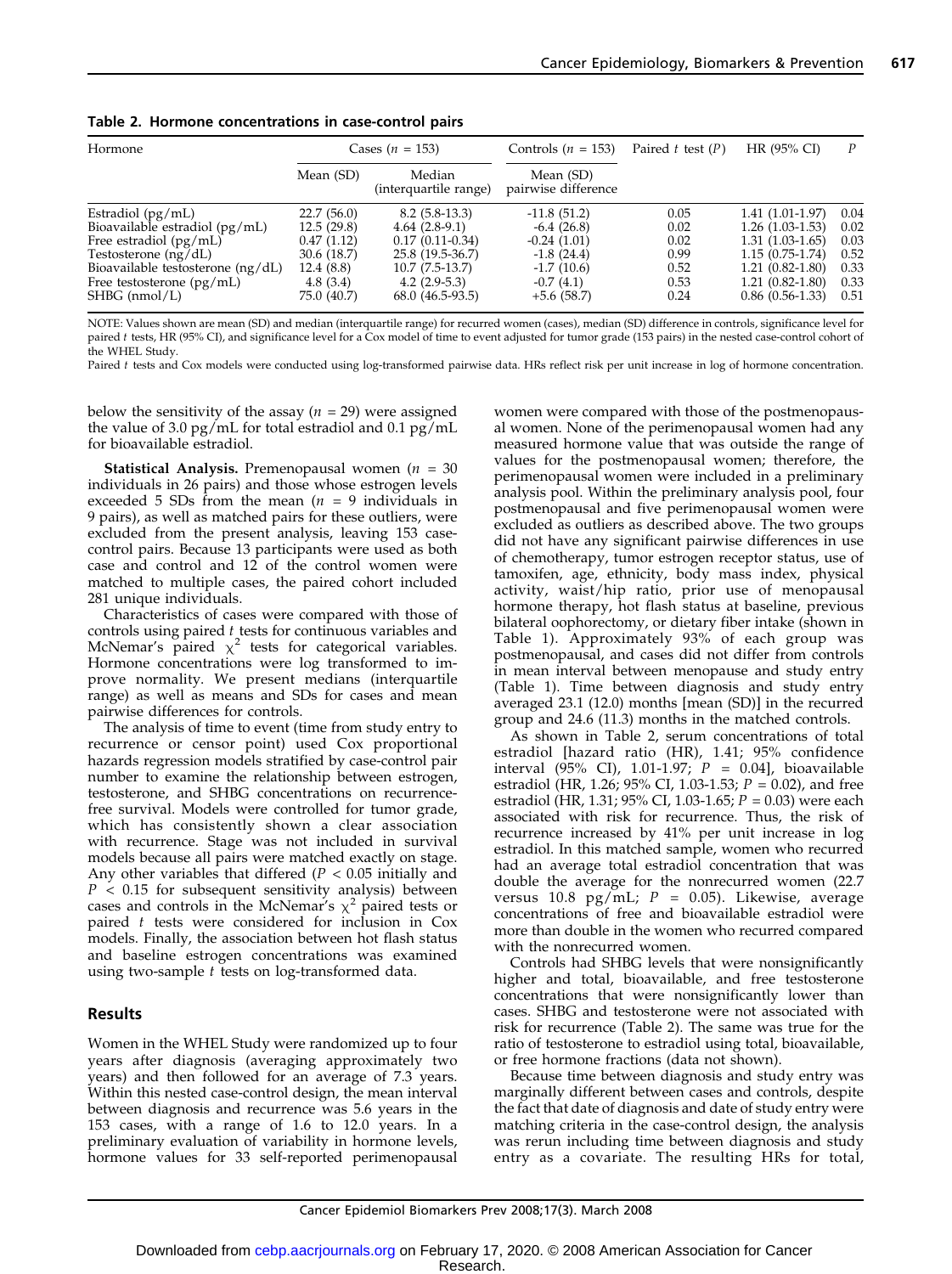**Table 2. Hormone concentrations in case-control pairs**

| Hormone | Cases ($n$ = 153) | | Controls ($n$ = 153) | Paired $t$ test ($P$) | HR (95% CI) | $P$ |
|---|---|---|---|---|---|---|
| | Mean (SD) | Median (interquartile range) | Mean (SD) pairwise difference | | | |
| Estradiol (pg/mL) | 22.7 (56.0) | 8.2 (5.8-13.3) | -11.8 (51.2) | 0.05 | 1.41 (1.01-1.97) | 0.04 |
| Bioavailable estradiol (pg/mL) | 12.5 (29.8) | 4.64 (2.8-9.1) | -6.4 (26.8) | 0.02 | 1.26 (1.03-1.53) | 0.02 |
| Free estradiol (pg/mL) | 0.47 (1.12) | 0.17 (0.11-0.34) | -0.24 (1.01) | 0.02 | 1.31 (1.03-1.65) | 0.03 |
| Testosterone (ng/dL) | 30.6 (18.7) | 25.8 (19.5-36.7) | -1.8 (24.4) | 0.99 | 1.15 (0.75-1.74) | 0.52 |
| Bioavailable testosterone (ng/dL) | 12.4 (8.8) | 10.7 (7.5-13.7) | -1.7 (10.6) | 0.52 | 1.21 (0.82-1.80) | 0.33 |
| Free testosterone (pg/mL) | 4.8 (3.4) | 4.2 (2.9-5.3) | -0.7 (4.1) | 0.53 | 1.21 (0.82-1.80) | 0.33 |
| SHBG (nmol/L) | 75.0 (40.7) | 68.0 (46.5-93.5) | +5.6 (58.7) | 0.24 | 0.86 (0.56-1.33) | 0.51 |

NOTE: Values shown are mean (SD) and median (interquartile range) for recurred women (cases), median (SD) difference in controls, significance level for paired $t$ tests, HR (95% CI), and significance level for a Cox model of time to event adjusted for tumor grade (153 pairs) in the nested case-control cohort of the WHEL Study.

Paired $t$ tests and Cox models were conducted using log-transformed pairwise data. HRs reflect risk per unit increase in log of hormone concentration.

below the sensitivity of the assay ($n$ = 29) were assigned the value of 3.0 pg/mL for total estradiol and 0.1 pg/mL for bioavailable estradiol.

**Statistical Analysis.** Premenopausal women ($n$ = 30 individuals in 26 pairs) and those whose estrogen levels exceeded 5 SDs from the mean ($n$ = 9 individuals in 9 pairs), as well as matched pairs for these outliers, were excluded from the present analysis, leaving 153 case-control pairs. Because 13 participants were used as both case and control and 12 of the control women were matched to multiple cases, the paired cohort included 281 unique individuals.

Characteristics of cases were compared with those of controls using paired $t$ tests for continuous variables and McNemar's paired $\chi^2$ tests for categorical variables. Hormone concentrations were log transformed to improve normality. We present medians (interquartile range) as well as means and SDs for cases and mean pairwise differences for controls.

The analysis of time to event (time from study entry to recurrence or censor point) used Cox proportional hazards regression models stratified by case-control pair number to examine the relationship between estrogen, testosterone, and SHBG concentrations on recurrence-free survival. Models were controlled for tumor grade, which has consistently shown a clear association with recurrence. Stage was not included in survival models because all pairs were matched exactly on stage. Any other variables that differed ($P$ < 0.05 initially and $P$ < 0.15 for subsequent sensitivity analysis) between cases and controls in the McNemar's $\chi^2$ paired tests or paired $t$ tests were considered for inclusion in Cox models. Finally, the association between hot flash status and baseline estrogen concentrations was examined using two-sample $t$ tests on log-transformed data.

## Results

Women in the WHEL Study were randomized up to four years after diagnosis (averaging approximately two years) and then followed for an average of 7.3 years. Within this nested case-control design, the mean interval between diagnosis and recurrence was 5.6 years in the 153 cases, with a range of 1.6 to 12.0 years. In a preliminary evaluation of variability in hormone levels, hormone values for 33 self-reported perimenopausal women were compared with those of the postmenopausal women. None of the perimenopausal women had any measured hormone value that was outside the range of values for the postmenopausal women; therefore, the perimenopausal women were included in a preliminary analysis pool. Within the preliminary analysis pool, four postmenopausal and five perimenopausal women were excluded as outliers as described above. The two groups did not have any significant pairwise differences in use of chemotherapy, tumor estrogen receptor status, use of tamoxifen, age, ethnicity, body mass index, physical activity, waist/hip ratio, prior use of menopausal hormone therapy, hot flash status at baseline, previous bilateral oophorectomy, or dietary fiber intake (shown in Table 1). Approximately 93% of each group was postmenopausal, and cases did not differ from controls in mean interval between menopause and study entry (Table 1). Time between diagnosis and study entry averaged 23.1 (12.0) months [mean (SD)] in the recurred group and 24.6 (11.3) months in the matched controls.

As shown in Table 2, serum concentrations of total estradiol [hazard ratio (HR), 1.41; 95% confidence interval (95% CI), 1.01-1.97; $P$ = 0.04], bioavailable estradiol (HR, 1.26; 95% CI, 1.03-1.53; $P$ = 0.02), and free estradiol (HR, 1.31; 95% CI, 1.03-1.65; $P$ = 0.03) were each associated with risk for recurrence. Thus, the risk of recurrence increased by 41% per unit increase in log estradiol. In this matched sample, women who recurred had an average total estradiol concentration that was double the average for the nonrecurred women (22.7 versus 10.8 pg/mL; $P$ = 0.05). Likewise, average concentrations of free and bioavailable estradiol were more than double in the women who recurred compared with the nonrecurred women.

Controls had SHBG levels that were nonsignificantly higher and total, bioavailable, and free testosterone concentrations that were nonsignificantly lower than cases. SHBG and testosterone were not associated with risk for recurrence (Table 2). The same was true for the ratio of testosterone to estradiol using total, bioavailable, or free hormone fractions (data not shown).

Because time between diagnosis and study entry was marginally different between cases and controls, despite the fact that date of diagnosis and date of study entry were matching criteria in the case-control design, the analysis was rerun including time between diagnosis and study entry as a covariate. The resulting HRs for total,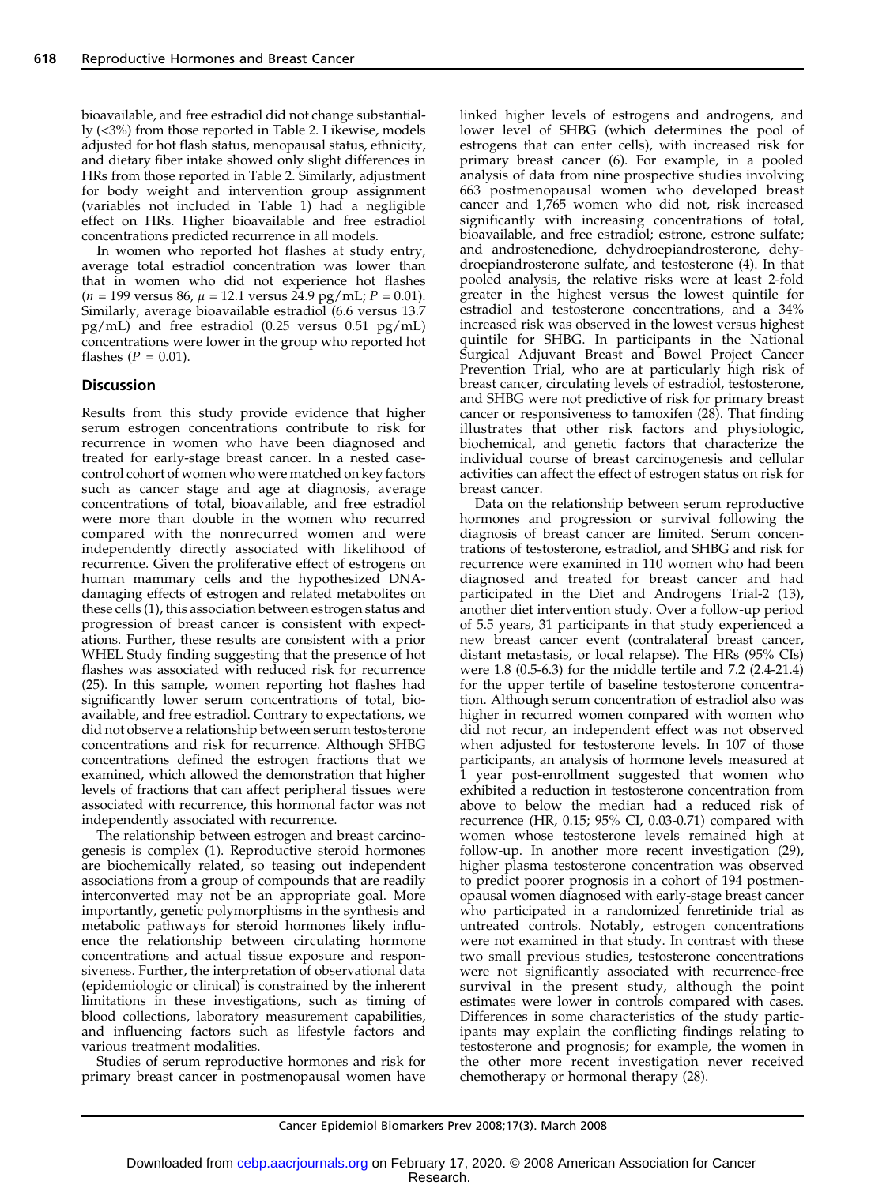bioavailable, and free estradiol did not change substantially (<3%) from those reported in Table 2. Likewise, models adjusted for hot flash status, menopausal status, ethnicity, and dietary fiber intake showed only slight differences in HRs from those reported in Table 2. Similarly, adjustment for body weight and intervention group assignment (variables not included in Table 1) had a negligible effect on HRs. Higher bioavailable and free estradiol concentrations predicted recurrence in all models.

In women who reported hot flashes at study entry, average total estradiol concentration was lower than that in women who did not experience hot flashes ($n$ = 199 versus 86, $\mu$ = 12.1 versus 24.9 pg/mL; $P$ = 0.01). Similarly, average bioavailable estradiol (6.6 versus 13.7 pg/mL) and free estradiol (0.25 versus 0.51 pg/mL) concentrations were lower in the group who reported hot flashes ($P$ = 0.01).

## Discussion

Results from this study provide evidence that higher serum estrogen concentrations contribute to risk for recurrence in women who have been diagnosed and treated for early-stage breast cancer. In a nested case-control cohort of women who were matched on key factors such as cancer stage and age at diagnosis, average concentrations of total, bioavailable, and free estradiol were more than double in the women who recurred compared with the nonrecurred women and were independently directly associated with likelihood of recurrence. Given the proliferative effect of estrogens on human mammary cells and the hypothesized DNA-damaging effects of estrogen and related metabolites on these cells (1), this association between estrogen status and progression of breast cancer is consistent with expectations. Further, these results are consistent with a prior WHEL Study finding suggesting that the presence of hot flashes was associated with reduced risk for recurrence (25). In this sample, women reporting hot flashes had significantly lower serum concentrations of total, bioavailable, and free estradiol. Contrary to expectations, we did not observe a relationship between serum testosterone concentrations and risk for recurrence. Although SHBG concentrations defined the estrogen fractions that we examined, which allowed the demonstration that higher levels of fractions that can affect peripheral tissues were associated with recurrence, this hormonal factor was not independently associated with recurrence.

The relationship between estrogen and breast carcinogenesis is complex (1). Reproductive steroid hormones are biochemically related, so teasing out independent associations from a group of compounds that are readily interconverted may not be an appropriate goal. More importantly, genetic polymorphisms in the synthesis and metabolic pathways for steroid hormones likely influence the relationship between circulating hormone concentrations and actual tissue exposure and responsiveness. Further, the interpretation of observational data (epidemiologic or clinical) is constrained by the inherent limitations in these investigations, such as timing of blood collections, laboratory measurement capabilities, and influencing factors such as lifestyle factors and various treatment modalities.

Studies of serum reproductive hormones and risk for primary breast cancer in postmenopausal women have linked higher levels of estrogens and androgens, and lower level of SHBG (which determines the pool of estrogens that can enter cells), with increased risk for primary breast cancer (6). For example, in a pooled analysis of data from nine prospective studies involving 663 postmenopausal women who developed breast cancer and 1,765 women who did not, risk increased significantly with increasing concentrations of total, bioavailable, and free estradiol; estrone, estrone sulfate; and androstenedione, dehydroepiandrosterone, dehydroepiandrosterone sulfate, and testosterone (4). In that pooled analysis, the relative risks were at least 2-fold greater in the highest versus the lowest quintile for estradiol and testosterone concentrations, and a 34% increased risk was observed in the lowest versus highest quintile for SHBG. In participants in the National Surgical Adjuvant Breast and Bowel Project Cancer Prevention Trial, who are at particularly high risk of breast cancer, circulating levels of estradiol, testosterone, and SHBG were not predictive of risk for primary breast cancer or responsiveness to tamoxifen (28). That finding illustrates that other risk factors and physiologic, biochemical, and genetic factors that characterize the individual course of breast carcinogenesis and cellular activities can affect the effect of estrogen status on risk for breast cancer.

Data on the relationship between serum reproductive hormones and progression or survival following the diagnosis of breast cancer are limited. Serum concentrations of testosterone, estradiol, and SHBG and risk for recurrence were examined in 110 women who had been diagnosed and treated for breast cancer and had participated in the Diet and Androgens Trial-2 (13), another diet intervention study. Over a follow-up period of 5.5 years, 31 participants in that study experienced a new breast cancer event (contralateral breast cancer, distant metastasis, or local relapse). The HRs (95% CIs) were 1.8 (0.5-6.3) for the middle tertile and 7.2 (2.4-21.4) for the upper tertile of baseline testosterone concentration. Although serum concentration of estradiol also was higher in recurred women compared with women who did not recur, an independent effect was not observed when adjusted for testosterone levels. In 107 of those participants, an analysis of hormone levels measured at 1 year post-enrollment suggested that women who exhibited a reduction in testosterone concentration from above to below the median had a reduced risk of recurrence (HR, 0.15; 95% CI, 0.03-0.71) compared with women whose testosterone levels remained high at follow-up. In another more recent investigation (29), higher plasma testosterone concentration was observed to predict poorer prognosis in a cohort of 194 postmenopausal women diagnosed with early-stage breast cancer who participated in a randomized fenretinide trial as untreated controls. Notably, estrogen concentrations were not examined in that study. In contrast with these two small previous studies, testosterone concentrations were not significantly associated with recurrence-free survival in the present study, although the point estimates were lower in controls compared with cases. Differences in some characteristics of the study participants may explain the conflicting findings relating to testosterone and prognosis; for example, the women in the other more recent investigation never received chemotherapy or hormonal therapy (28).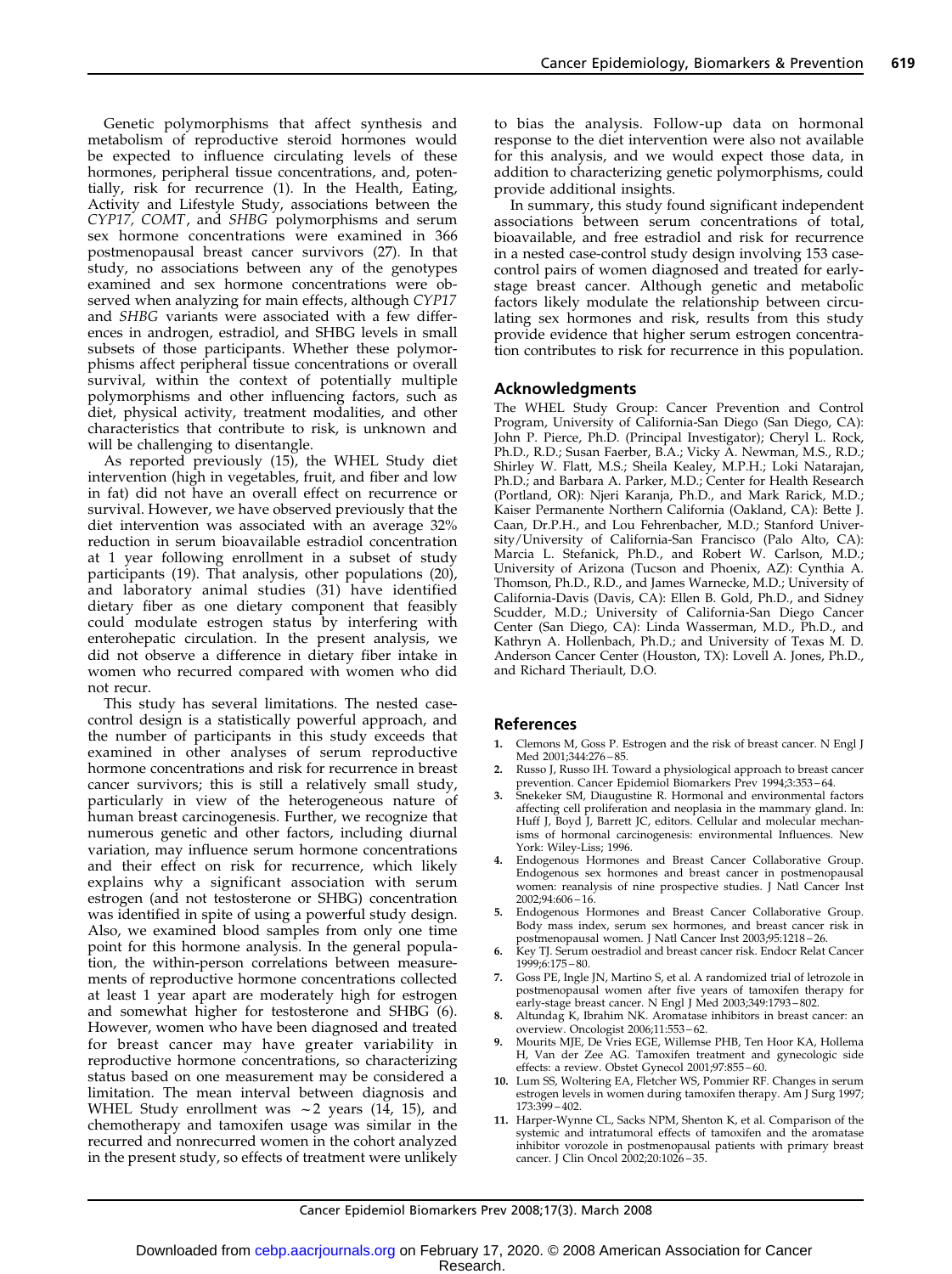Genetic polymorphisms that affect synthesis and metabolism of reproductive steroid hormones would be expected to influence circulating levels of these hormones, peripheral tissue concentrations, and, potentially, risk for recurrence (1). In the Health, Eating, Activity and Lifestyle Study, associations between the *CYP17, COMT*, and *SHBG* polymorphisms and serum sex hormone concentrations were examined in 366 postmenopausal breast cancer survivors (27). In that study, no associations between any of the genotypes examined and sex hormone concentrations were observed when analyzing for main effects, although *CYP17* and *SHBG* variants were associated with a few differences in androgen, estradiol, and SHBG levels in small subsets of those participants. Whether these polymorphisms affect peripheral tissue concentrations or overall survival, within the context of potentially multiple polymorphisms and other influencing factors, such as diet, physical activity, treatment modalities, and other characteristics that contribute to risk, is unknown and will be challenging to disentangle.

As reported previously (15), the WHEL Study diet intervention (high in vegetables, fruit, and fiber and low in fat) did not have an overall effect on recurrence or survival. However, we have observed previously that the diet intervention was associated with an average 32% reduction in serum bioavailable estradiol concentration at 1 year following enrollment in a subset of study participants (19). That analysis, other populations (20), and laboratory animal studies (31) have identified dietary fiber as one dietary component that feasibly could modulate estrogen status by interfering with enterohepatic circulation. In the present analysis, we did not observe a difference in dietary fiber intake in women who recurred compared with women who did not recur.

This study has several limitations. The nested case-control design is a statistically powerful approach, and the number of participants in this study exceeds that examined in other analyses of serum reproductive hormone concentrations and risk for recurrence in breast cancer survivors; this is still a relatively small study, particularly in view of the heterogeneous nature of human breast carcinogenesis. Further, we recognize that numerous genetic and other factors, including diurnal variation, may influence serum hormone concentrations and their effect on risk for recurrence, which likely explains why a significant association with serum estrogen (and not testosterone or SHBG) concentration was identified in spite of using a powerful study design. Also, we examined blood samples from only one time point for this hormone analysis. In the general population, the within-person correlations between measurements of reproductive hormone concentrations collected at least 1 year apart are moderately high for estrogen and somewhat higher for testosterone and SHBG (6). However, women who have been diagnosed and treated for breast cancer may have greater variability in reproductive hormone concentrations, so characterizing status based on one measurement may be considered a limitation. The mean interval between diagnosis and WHEL Study enrollment was ~2 years (14, 15), and chemotherapy and tamoxifen usage was similar in the recurred and nonrecurred women in the cohort analyzed in the present study, so effects of treatment were unlikely to bias the analysis. Follow-up data on hormonal response to the diet intervention were also not available for this analysis, and we would expect those data, in addition to characterizing genetic polymorphisms, could provide additional insights.

In summary, this study found significant independent associations between serum concentrations of total, bioavailable, and free estradiol and risk for recurrence in a nested case-control study design involving 153 case-control pairs of women diagnosed and treated for early-stage breast cancer. Although genetic and metabolic factors likely modulate the relationship between circulating sex hormones and risk, results from this study provide evidence that higher serum estrogen concentration contributes to risk for recurrence in this population.

## Acknowledgments

The WHEL Study Group: Cancer Prevention and Control Program, University of California-San Diego (San Diego, CA): John P. Pierce, Ph.D. (Principal Investigator); Cheryl L. Rock, Ph.D., R.D.; Susan Faerber, B.A.; Vicky A. Newman, M.S., R.D.; Shirley W. Flatt, M.S.; Sheila Kealey, M.P.H.; Loki Natarajan, Ph.D.; and Barbara A. Parker, M.D.; Center for Health Research (Portland, OR): Njeri Karanja, Ph.D., and Mark Rarick, M.D.; Kaiser Permanente Northern California (Oakland, CA): Bette J. Caan, Dr.P.H., and Lou Fehrenbacher, M.D.; Stanford University/University of California-San Francisco (Palo Alto, CA): Marcia L. Stefanick, Ph.D., and Robert W. Carlson, M.D.; University of Arizona (Tucson and Phoenix, AZ): Cynthia A. Thomson, Ph.D., R.D., and James Warnecke, M.D.; University of California-Davis (Davis, CA): Ellen B. Gold, Ph.D., and Sidney Scudder, M.D.; University of California-San Diego Cancer Center (San Diego, CA): Linda Wasserman, M.D., Ph.D., and Kathryn A. Hollenbach, Ph.D.; and University of Texas M. D. Anderson Cancer Center (Houston, TX): Lovell A. Jones, Ph.D., and Richard Theriault, D.O.

## References

1. Clemons M, Goss P. Estrogen and the risk of breast cancer. N Engl J Med 2001;344:276–85.
2. Russo J, Russo IH. Toward a physiological approach to breast cancer prevention. Cancer Epidemiol Biomarkers Prev 1994;3:353–64.
3. Snekeker SM, Diaugustine R. Hormonal and environmental factors affecting cell proliferation and neoplasia in the mammary gland. In: Huff J, Boyd J, Barrett JC, editors. Cellular and molecular mechanisms of hormonal carcinogenesis: environmental Influences. New York: Wiley-Liss; 1996.
4. Endogenous Hormones and Breast Cancer Collaborative Group. Endogenous sex hormones and breast cancer in postmenopausal women: reanalysis of nine prospective studies. J Natl Cancer Inst 2002;94:606–16.
5. Endogenous Hormones and Breast Cancer Collaborative Group. Body mass index, serum sex hormones, and breast cancer risk in postmenopausal women. J Natl Cancer Inst 2003;95:1218–26.
6. Key TJ. Serum oestradiol and breast cancer risk. Endocr Relat Cancer 1999;6:175–80.
7. Goss PE, Ingle JN, Martino S, et al. A randomized trial of letrozole in postmenopausal women after five years of tamoxifen therapy for early-stage breast cancer. N Engl J Med 2003;349:1793–802.
8. Altundag K, Ibrahim NK. Aromatase inhibitors in breast cancer: an overview. Oncologist 2006;11:553–62.
9. Mourits MJE, De Vries EGE, Willemse PHB, Ten Hoor KA, Hollema H, Van der Zee AG. Tamoxifen treatment and gynecologic side effects: a review. Obstet Gynecol 2001;97:855–60.
10. Lum SS, Woltering EA, Fletcher WS, Pommier RF. Changes in serum estrogen levels in women during tamoxifen therapy. Am J Surg 1997; 173:399–402.
11. Harper-Wynne CL, Sacks NPM, Shenton K, et al. Comparison of the systemic and intratumoral effects of tamoxifen and the aromatase inhibitor vorozole in postmenopausal patients with primary breast cancer. J Clin Oncol 2002;20:1026–35.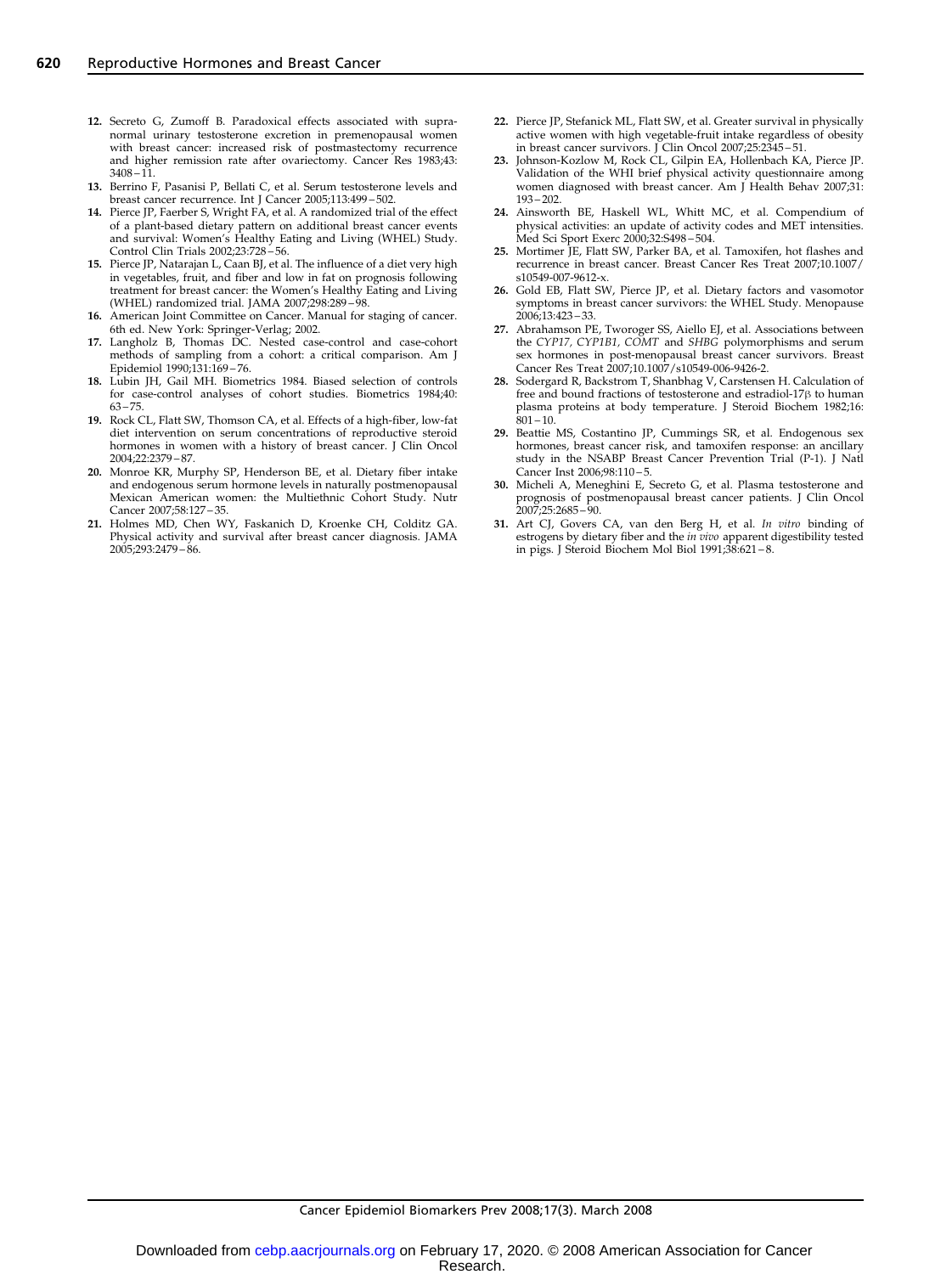12. Secreto G, Zumoff B. Paradoxical effects associated with supranormal urinary testosterone excretion in premenopausal women with breast cancer: increased risk of postmastectomy recurrence and higher remission rate after ovariectomy. Cancer Res 1983;43: 3408 – 11.
13. Berrino F, Pasanisi P, Bellati C, et al. Serum testosterone levels and breast cancer recurrence. Int J Cancer 2005;113:499 – 502.
14. Pierce JP, Faerber S, Wright FA, et al. A randomized trial of the effect of a plant-based dietary pattern on additional breast cancer events and survival: Women's Healthy Eating and Living (WHEL) Study. Control Clin Trials 2002;23:728 – 56.
15. Pierce JP, Natarajan L, Caan BJ, et al. The influence of a diet very high in vegetables, fruit, and fiber and low in fat on prognosis following treatment for breast cancer: the Women's Healthy Eating and Living (WHEL) randomized trial. JAMA 2007;298:289 – 98.
16. American Joint Committee on Cancer. Manual for staging of cancer. 6th ed. New York: Springer-Verlag; 2002.
17. Langholz B, Thomas DC. Nested case-control and case-cohort methods of sampling from a cohort: a critical comparison. Am J Epidemiol 1990;131:169 – 76.
18. Lubin JH, Gail MH. Biometrics 1984. Biased selection of controls for case-control analyses of cohort studies. Biometrics 1984;40: 63 – 75.
19. Rock CL, Flatt SW, Thomson CA, et al. Effects of a high-fiber, low-fat diet intervention on serum concentrations of reproductive steroid hormones in women with a history of breast cancer. J Clin Oncol 2004;22:2379 – 87.
20. Monroe KR, Murphy SP, Henderson BE, et al. Dietary fiber intake and endogenous serum hormone levels in naturally postmenopausal Mexican American women: the Multiethnic Cohort Study. Nutr Cancer 2007;58:127 – 35.
21. Holmes MD, Chen WY, Faskanich D, Kroenke CH, Colditz GA. Physical activity and survival after breast cancer diagnosis. JAMA 2005;293:2479 – 86.
22. Pierce JP, Stefanick ML, Flatt SW, et al. Greater survival in physically active women with high vegetable-fruit intake regardless of obesity in breast cancer survivors. J Clin Oncol 2007;25:2345 – 51.
23. Johnson-Kozlow M, Rock CL, Gilpin EA, Hollenbach KA, Pierce JP. Validation of the WHI brief physical activity questionnaire among women diagnosed with breast cancer. Am J Health Behav 2007;31: 193 – 202.
24. Ainsworth BE, Haskell WL, Whitt MC, et al. Compendium of physical activities: an update of activity codes and MET intensities. Med Sci Sport Exerc 2000;32:S498 – 504.
25. Mortimer JE, Flatt SW, Parker BA, et al. Tamoxifen, hot flashes and recurrence in breast cancer. Breast Cancer Res Treat 2007;10.1007/ s10549-007-9612-x.
26. Gold EB, Flatt SW, Pierce JP, et al. Dietary factors and vasomotor symptoms in breast cancer survivors: the WHEL Study. Menopause 2006;13:423 – 33.
27. Abrahamson PE, Tworoger SS, Aiello EJ, et al. Associations between the *CYP17*, *CYP1B1*, *COMT* and *SHBG* polymorphisms and serum sex hormones in post-menopausal breast cancer survivors. Breast Cancer Res Treat 2007;10.1007/s10549-006-9426-2.
28. Sodergard R, Backstrom T, Shanbhag V, Carstensen H. Calculation of free and bound fractions of testosterone and estradiol-17β to human plasma proteins at body temperature. J Steroid Biochem 1982;16: 801 – 10.
29. Beattie MS, Costantino JP, Cummings SR, et al. Endogenous sex hormones, breast cancer risk, and tamoxifen response: an ancillary study in the NSABP Breast Cancer Prevention Trial (P-1). J Natl Cancer Inst 2006;98:110 – 5.
30. Micheli A, Meneghini E, Secreto G, et al. Plasma testosterone and prognosis of postmenopausal breast cancer patients. J Clin Oncol 2007;25:2685 – 90.
31. Art CJ, Govers CA, van den Berg H, et al. *In vitro* binding of estrogens by dietary fiber and the *in vivo* apparent digestibility tested in pigs. J Steroid Biochem Mol Biol 1991;38:621 – 8.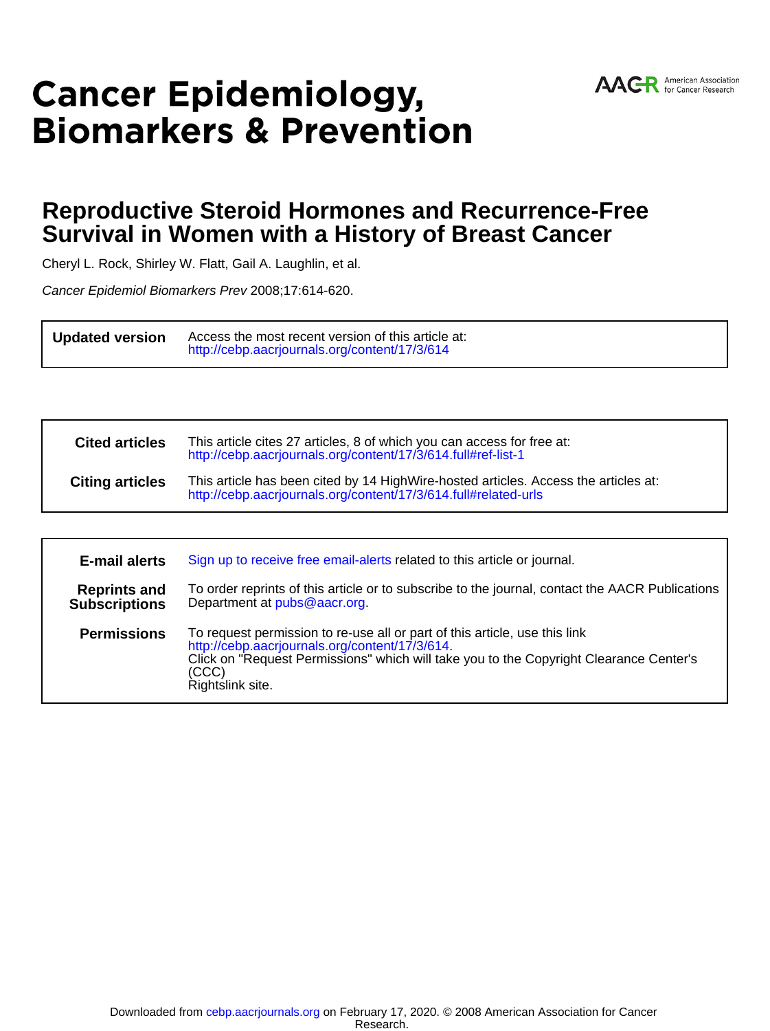# Cancer Epidemiology, Biomarkers & Prevention

AACR American Association for Cancer Research

## Reproductive Steroid Hormones and Recurrence-Free Survival in Women with a History of Breast Cancer

Cheryl L. Rock, Shirley W. Flatt, Gail A. Laughlin, et al.

*Cancer Epidemiol Biomarkers Prev* 2008;17:614-620.

| | |
|---|---|
| **Updated version** | Access the most recent version of this article at: http://cebp.aacrjournals.org/content/17/3/614 |

| | |
|---|---|
| **Cited articles** | This article cites 27 articles, 8 of which you can access for free at: http://cebp.aacrjournals.org/content/17/3/614.full#ref-list-1 |
| **Citing articles** | This article has been cited by 14 HighWire-hosted articles. Access the articles at: http://cebp.aacrjournals.org/content/17/3/614.full#related-urls |

| | |
|---|---|
| **E-mail alerts** | Sign up to receive free email-alerts related to this article or journal. |
| **Reprints and Subscriptions** | To order reprints of this article or to subscribe to the journal, contact the AACR Publications Department at pubs@aacr.org. |
| **Permissions** | To request permission to re-use all or part of this article, use this link http://cebp.aacrjournals.org/content/17/3/614. Click on "Request Permissions" which will take you to the Copyright Clearance Center's (CCC) Rightslink site. |

Downloaded from cebp.aacrjournals.org on February 17, 2020. © 2008 American Association for Cancer Research.